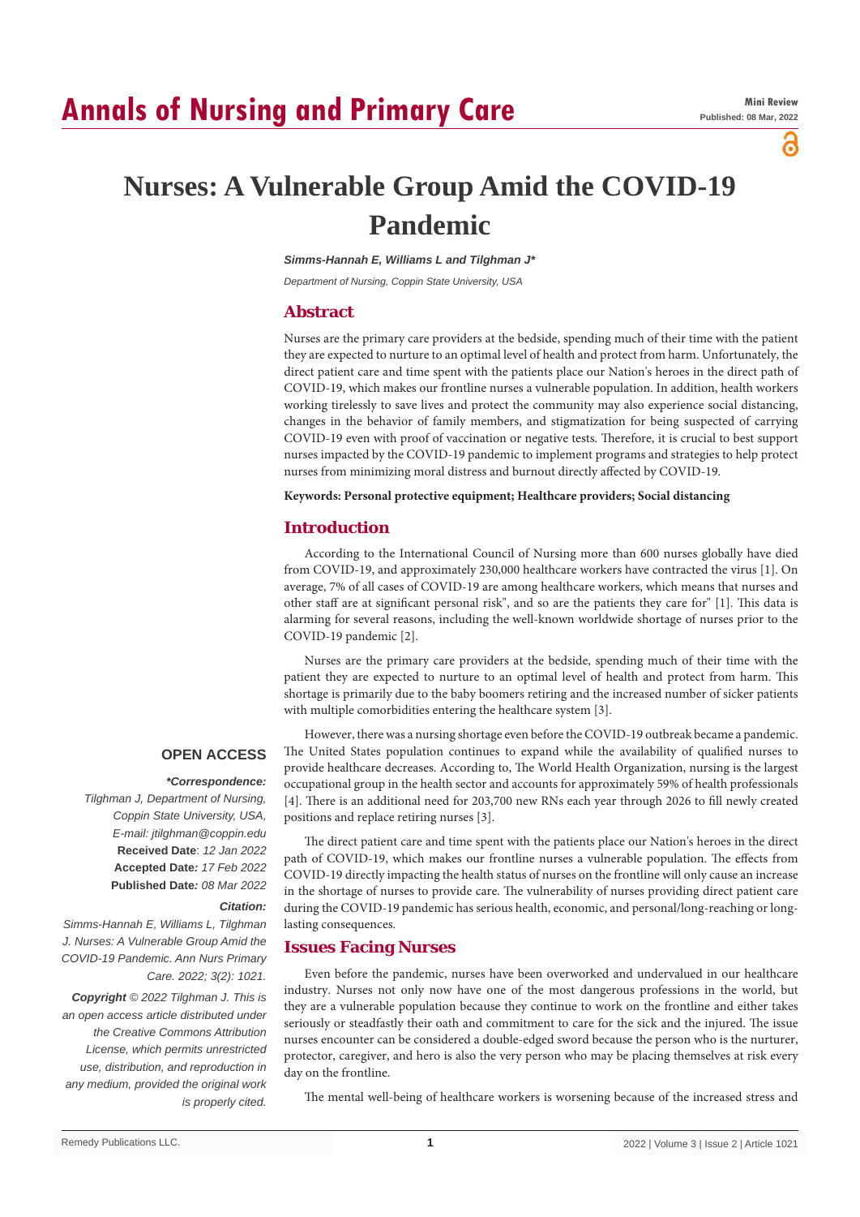Mini Review
Published: 08 Mar, 2022

# Nurses: A Vulnerable Group Amid the COVID-19 Pandemic

***Simms-Hannah E, Williams L and Tilghman J\****

*Department of Nursing, Coppin State University, USA*

## Abstract

Nurses are the primary care providers at the bedside, spending much of their time with the patient they are expected to nurture to an optimal level of health and protect from harm. Unfortunately, the direct patient care and time spent with the patients place our Nation's heroes in the direct path of COVID-19, which makes our frontline nurses a vulnerable population. In addition, health workers working tirelessly to save lives and protect the community may also experience social distancing, changes in the behavior of family members, and stigmatization for being suspected of carrying COVID-19 even with proof of vaccination or negative tests. Therefore, it is crucial to best support nurses impacted by the COVID-19 pandemic to implement programs and strategies to help protect nurses from minimizing moral distress and burnout directly affected by COVID-19.

**Keywords: Personal protective equipment; Healthcare providers; Social distancing**

## Introduction

According to the International Council of Nursing more than 600 nurses globally have died from COVID-19, and approximately 230,000 healthcare workers have contracted the virus [1]. On average, 7% of all cases of COVID-19 are among healthcare workers, which means that nurses and other staff are at significant personal risk", and so are the patients they care for" [1]. This data is alarming for several reasons, including the well-known worldwide shortage of nurses prior to the COVID-19 pandemic [2].

Nurses are the primary care providers at the bedside, spending much of their time with the patient they are expected to nurture to an optimal level of health and protect from harm. This shortage is primarily due to the baby boomers retiring and the increased number of sicker patients with multiple comorbidities entering the healthcare system [3].

However, there was a nursing shortage even before the COVID-19 outbreak became a pandemic. The United States population continues to expand while the availability of qualified nurses to provide healthcare decreases. According to, The World Health Organization, nursing is the largest occupational group in the health sector and accounts for approximately 59% of health professionals [4]. There is an additional need for 203,700 new RNs each year through 2026 to fill newly created positions and replace retiring nurses [3].

The direct patient care and time spent with the patients place our Nation's heroes in the direct path of COVID-19, which makes our frontline nurses a vulnerable population. The effects from COVID-19 directly impacting the health status of nurses on the frontline will only cause an increase in the shortage of nurses to provide care. The vulnerability of nurses providing direct patient care during the COVID-19 pandemic has serious health, economic, and personal/long-reaching or long-lasting consequences.

## Issues Facing Nurses

Even before the pandemic, nurses have been overworked and undervalued in our healthcare industry. Nurses not only now have one of the most dangerous professions in the world, but they are a vulnerable population because they continue to work on the frontline and either takes seriously or steadfastly their oath and commitment to care for the sick and the injured. The issue nurses encounter can be considered a double-edged sword because the person who is the nurturer, protector, caregiver, and hero is also the very person who may be placing themselves at risk every day on the frontline.

The mental well-being of healthcare workers is worsening because of the increased stress and

**OPEN ACCESS**

***\*Correspondence:***

*Tilghman J, Department of Nursing, Coppin State University, USA,*
*E-mail: jtilghman@coppin.edu*

**Received Date**: *12 Jan 2022*
**Accepted Date:** *17 Feb 2022*
**Published Date:** *08 Mar 2022*

***Citation:***

*Simms-Hannah E, Williams L, Tilghman J. Nurses: A Vulnerable Group Amid the COVID-19 Pandemic. Ann Nurs Primary Care. 2022; 3(2): 1021.*

***Copyright** © 2022 Tilghman J. This is an open access article distributed under the Creative Commons Attribution License, which permits unrestricted use, distribution, and reproduction in any medium, provided the original work is properly cited.*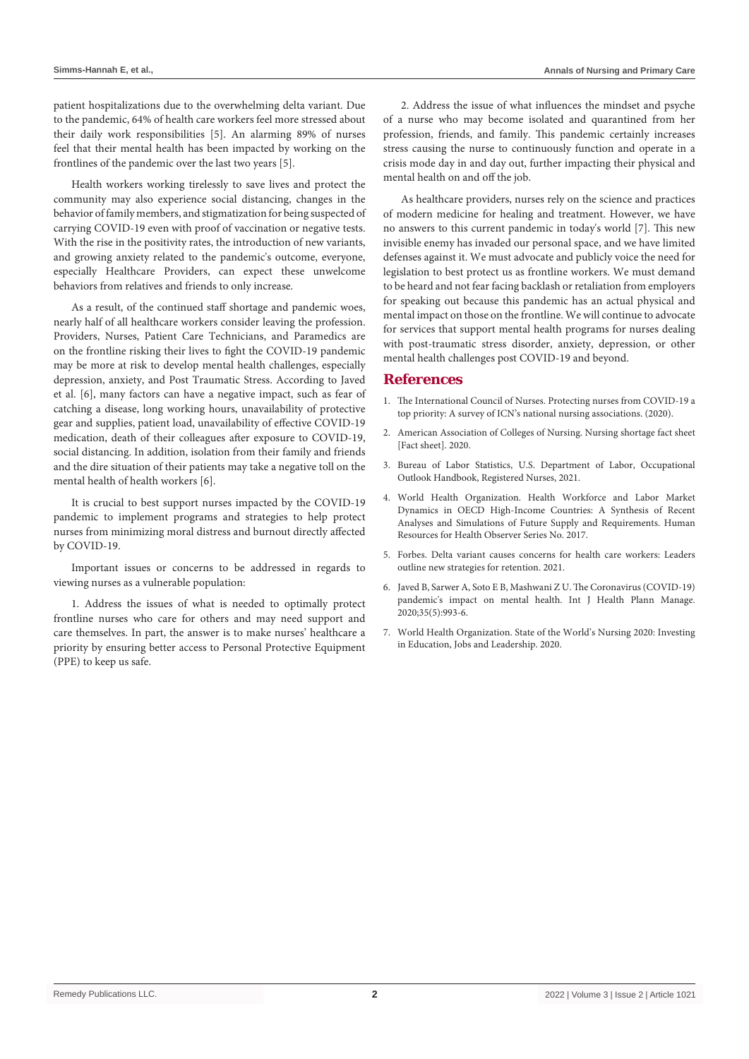patient hospitalizations due to the overwhelming delta variant. Due to the pandemic, 64% of health care workers feel more stressed about their daily work responsibilities [5]. An alarming 89% of nurses feel that their mental health has been impacted by working on the frontlines of the pandemic over the last two years [5].

Health workers working tirelessly to save lives and protect the community may also experience social distancing, changes in the behavior of family members, and stigmatization for being suspected of carrying COVID-19 even with proof of vaccination or negative tests. With the rise in the positivity rates, the introduction of new variants, and growing anxiety related to the pandemic's outcome, everyone, especially Healthcare Providers, can expect these unwelcome behaviors from relatives and friends to only increase.

As a result, of the continued staff shortage and pandemic woes, nearly half of all healthcare workers consider leaving the profession. Providers, Nurses, Patient Care Technicians, and Paramedics are on the frontline risking their lives to fight the COVID-19 pandemic may be more at risk to develop mental health challenges, especially depression, anxiety, and Post Traumatic Stress. According to Javed et al. [6], many factors can have a negative impact, such as fear of catching a disease, long working hours, unavailability of protective gear and supplies, patient load, unavailability of effective COVID-19 medication, death of their colleagues after exposure to COVID-19, social distancing. In addition, isolation from their family and friends and the dire situation of their patients may take a negative toll on the mental health of health workers [6].

It is crucial to best support nurses impacted by the COVID-19 pandemic to implement programs and strategies to help protect nurses from minimizing moral distress and burnout directly affected by COVID-19.

Important issues or concerns to be addressed in regards to viewing nurses as a vulnerable population:

1. Address the issues of what is needed to optimally protect frontline nurses who care for others and may need support and care themselves. In part, the answer is to make nurses' healthcare a priority by ensuring better access to Personal Protective Equipment (PPE) to keep us safe.

2. Address the issue of what influences the mindset and psyche of a nurse who may become isolated and quarantined from her profession, friends, and family. This pandemic certainly increases stress causing the nurse to continuously function and operate in a crisis mode day in and day out, further impacting their physical and mental health on and off the job.

As healthcare providers, nurses rely on the science and practices of modern medicine for healing and treatment. However, we have no answers to this current pandemic in today's world [7]. This new invisible enemy has invaded our personal space, and we have limited defenses against it. We must advocate and publicly voice the need for legislation to best protect us as frontline workers. We must demand to be heard and not fear facing backlash or retaliation from employers for speaking out because this pandemic has an actual physical and mental impact on those on the frontline. We will continue to advocate for services that support mental health programs for nurses dealing with post-traumatic stress disorder, anxiety, depression, or other mental health challenges post COVID-19 and beyond.

## References

1. The International Council of Nurses. Protecting nurses from COVID-19 a top priority: A survey of ICN's national nursing associations. (2020).
2. American Association of Colleges of Nursing. Nursing shortage fact sheet [Fact sheet]. 2020.
3. Bureau of Labor Statistics, U.S. Department of Labor, Occupational Outlook Handbook, Registered Nurses, 2021.
4. World Health Organization. Health Workforce and Labor Market Dynamics in OECD High-Income Countries: A Synthesis of Recent Analyses and Simulations of Future Supply and Requirements. Human Resources for Health Observer Series No. 2017.
5. Forbes. Delta variant causes concerns for health care workers: Leaders outline new strategies for retention. 2021.
6. Javed B, Sarwer A, Soto E B, Mashwani Z U. The Coronavirus (COVID-19) pandemic's impact on mental health. Int J Health Plann Manage. 2020;35(5):993-6.
7. World Health Organization. State of the World's Nursing 2020: Investing in Education, Jobs and Leadership. 2020.